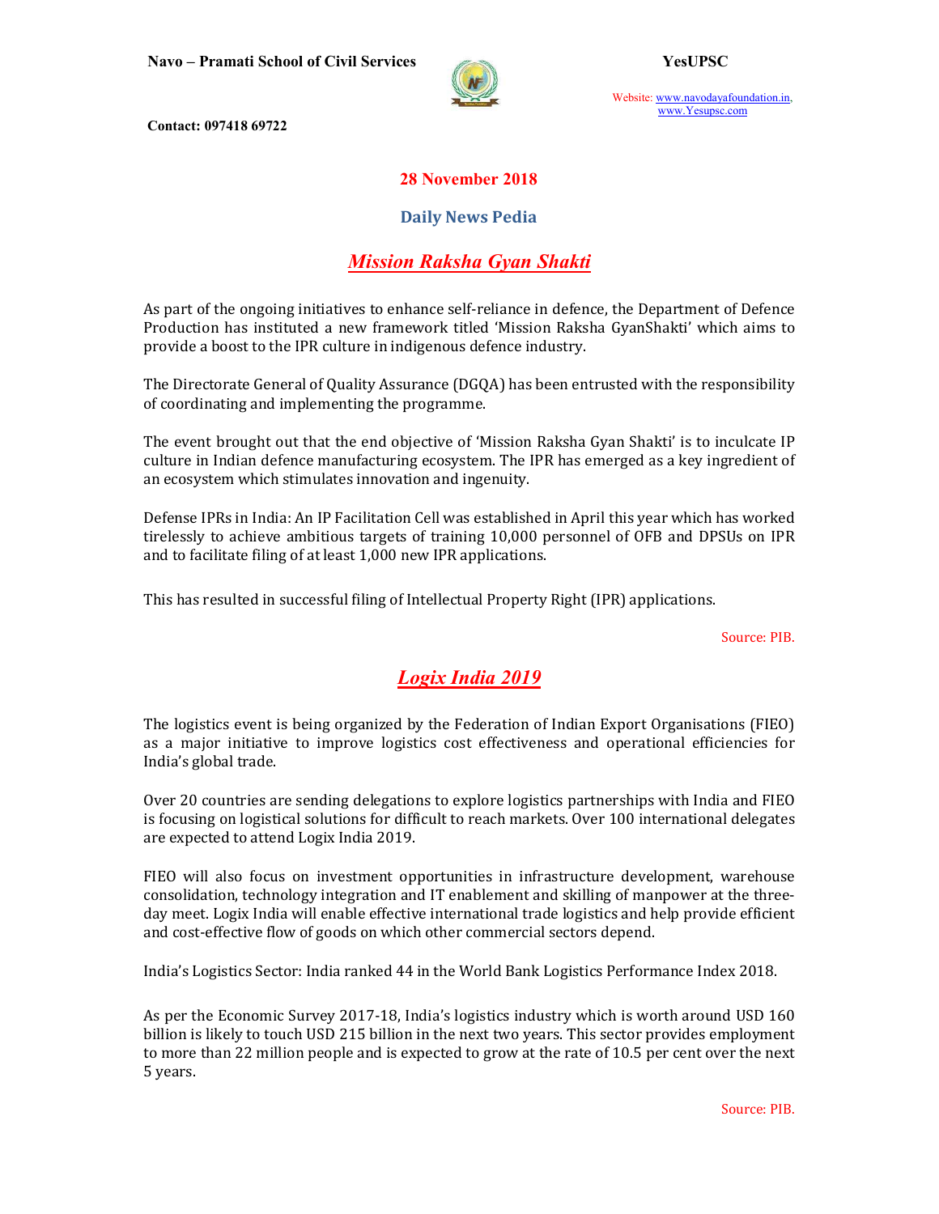28 November 2018

## Daily News Pedia

# *Mission Raksha Gyan Shakti*

As part of the ongoing initiatives to enhance self-reliance in defence, the Department of Defence Production has instituted a new framework titled 'Mission Raksha GyanShakti' which aims to provide a boost to the IPR culture in indigenous defence industry.

The Directorate General of Quality Assurance (DGQA) has been entrusted with the responsibility of coordinating and implementing the programme.

The event brought out that the end objective of 'Mission Raksha Gyan Shakti' is to inculcate IP culture in Indian defence manufacturing ecosystem. The IPR has emerged as a key ingredient of an ecosystem which stimulates innovation and ingenuity.

Defense IPRs in India: An IP Facilitation Cell was established in April this year which has worked tirelessly to achieve ambitious targets of training 10,000 personnel of OFB and DPSUs on IPR and to facilitate filing of at least 1,000 new IPR applications.

This has resulted in successful filing of Intellectual Property Right (IPR) applications.

Source: PIB.

# *Logix India 2019*

The logistics event is being organized by the Federation of Indian Export Organisations (FIEO) as a major initiative to improve logistics cost effectiveness and operational efficiencies for India's global trade.

Over 20 countries are sending delegations to explore logistics partnerships with India and FIEO is focusing on logistical solutions for difficult to reach markets. Over 100 international delegates are expected to attend Logix India 2019.

FIEO will also focus on investment opportunities in infrastructure development, warehouse consolidation, technology integration and IT enablement and skilling of manpower at the three-day meet. Logix India will enable effective international trade logistics and help provide efficient and cost-effective flow of goods on which other commercial sectors depend.

India's Logistics Sector: India ranked 44 in the World Bank Logistics Performance Index 2018.

As per the Economic Survey 2017-18, India's logistics industry which is worth around USD 160 billion is likely to touch USD 215 billion in the next two years. This sector provides employment to more than 22 million people and is expected to grow at the rate of 10.5 per cent over the next 5 years.

Source: PIB.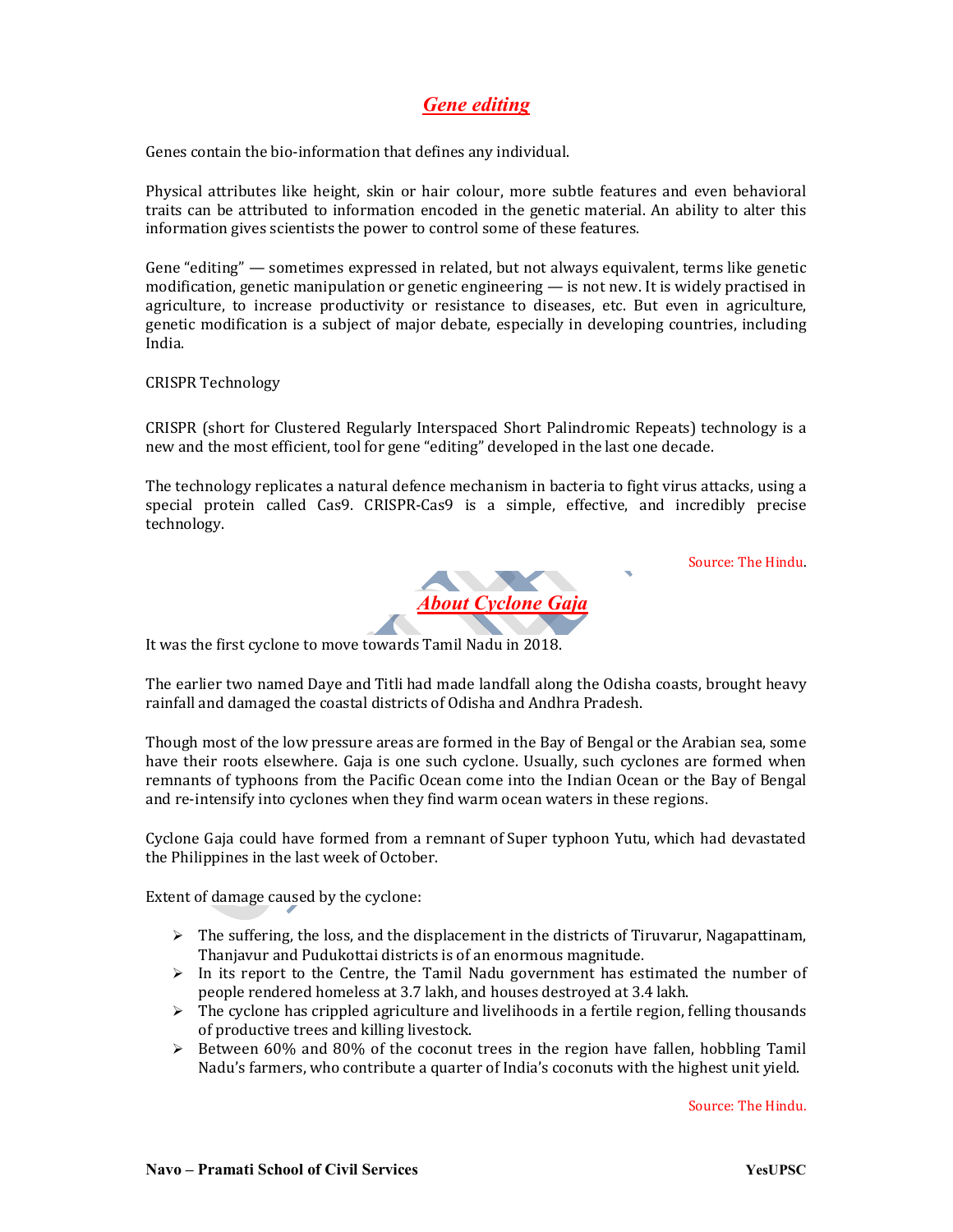## *Gene editing*

Genes contain the bio-information that defines any individual.

Physical attributes like height, skin or hair colour, more subtle features and even behavioral traits can be attributed to information encoded in the genetic material. An ability to alter this information gives scientists the power to control some of these features.

Gene "editing" — sometimes expressed in related, but not always equivalent, terms like genetic modification, genetic manipulation or genetic engineering — is not new. It is widely practised in agriculture, to increase productivity or resistance to diseases, etc. But even in agriculture, genetic modification is a subject of major debate, especially in developing countries, including India.

CRISPR Technology

CRISPR (short for Clustered Regularly Interspaced Short Palindromic Repeats) technology is a new and the most efficient, tool for gene "editing" developed in the last one decade.

The technology replicates a natural defence mechanism in bacteria to fight virus attacks, using a special protein called Cas9. CRISPR-Cas9 is a simple, effective, and incredibly precise technology.

Source: The Hindu.

## *About Cyclone Gaja*

It was the first cyclone to move towards Tamil Nadu in 2018.

The earlier two named Daye and Titli had made landfall along the Odisha coasts, brought heavy rainfall and damaged the coastal districts of Odisha and Andhra Pradesh.

Though most of the low pressure areas are formed in the Bay of Bengal or the Arabian sea, some have their roots elsewhere. Gaja is one such cyclone. Usually, such cyclones are formed when remnants of typhoons from the Pacific Ocean come into the Indian Ocean or the Bay of Bengal and re-intensify into cyclones when they find warm ocean waters in these regions.

Cyclone Gaja could have formed from a remnant of Super typhoon Yutu, which had devastated the Philippines in the last week of October.

Extent of damage caused by the cyclone:

- The suffering, the loss, and the displacement in the districts of Tiruvarur, Nagapattinam, Thanjavur and Pudukottai districts is of an enormous magnitude.
- In its report to the Centre, the Tamil Nadu government has estimated the number of people rendered homeless at 3.7 lakh, and houses destroyed at 3.4 lakh.
- The cyclone has crippled agriculture and livelihoods in a fertile region, felling thousands of productive trees and killing livestock.
- Between 60% and 80% of the coconut trees in the region have fallen, hobbling Tamil Nadu's farmers, who contribute a quarter of India's coconuts with the highest unit yield.

Source: The Hindu.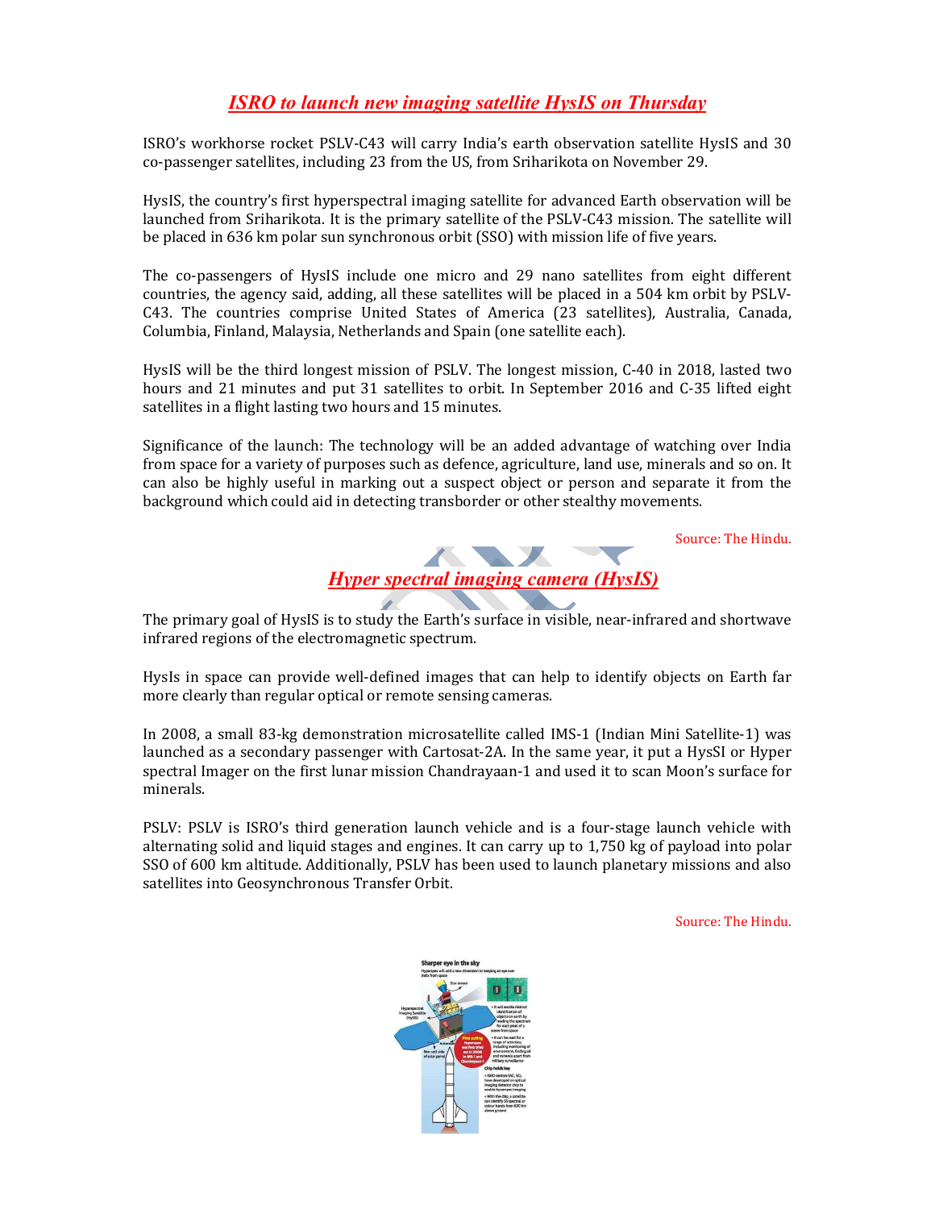## *ISRO to launch new imaging satellite HysIS on Thursday*

ISRO's workhorse rocket PSLV-C43 will carry India's earth observation satellite HysIS and 30 co-passenger satellites, including 23 from the US, from Sriharikota on November 29.

HysIS, the country's first hyperspectral imaging satellite for advanced Earth observation will be launched from Sriharikota. It is the primary satellite of the PSLV-C43 mission. The satellite will be placed in 636 km polar sun synchronous orbit (SSO) with mission life of five years.

The co-passengers of HysIS include one micro and 29 nano satellites from eight different countries, the agency said, adding, all these satellites will be placed in a 504 km orbit by PSLV-C43. The countries comprise United States of America (23 satellites), Australia, Canada, Columbia, Finland, Malaysia, Netherlands and Spain (one satellite each).

HysIS will be the third longest mission of PSLV. The longest mission, C-40 in 2018, lasted two hours and 21 minutes and put 31 satellites to orbit. In September 2016 and C-35 lifted eight satellites in a flight lasting two hours and 15 minutes.

Significance of the launch: The technology will be an added advantage of watching over India from space for a variety of purposes such as defence, agriculture, land use, minerals and so on. It can also be highly useful in marking out a suspect object or person and separate it from the background which could aid in detecting transborder or other stealthy movements.

Source: The Hindu.

## *Hyper spectral imaging camera (HysIS)*

The primary goal of HysIS is to study the Earth's surface in visible, near-infrared and shortwave infrared regions of the electromagnetic spectrum.

HysIs in space can provide well-defined images that can help to identify objects on Earth far more clearly than regular optical or remote sensing cameras.

In 2008, a small 83-kg demonstration microsatellite called IMS-1 (Indian Mini Satellite-1) was launched as a secondary passenger with Cartosat-2A. In the same year, it put a HysSI or Hyper spectral Imager on the first lunar mission Chandrayaan-1 and used it to scan Moon's surface for minerals.

PSLV: PSLV is ISRO's third generation launch vehicle and is a four-stage launch vehicle with alternating solid and liquid stages and engines. It can carry up to 1,750 kg of payload into polar SSO of 600 km altitude. Additionally, PSLV has been used to launch planetary missions and also satellites into Geosynchronous Transfer Orbit.

Source: The Hindu.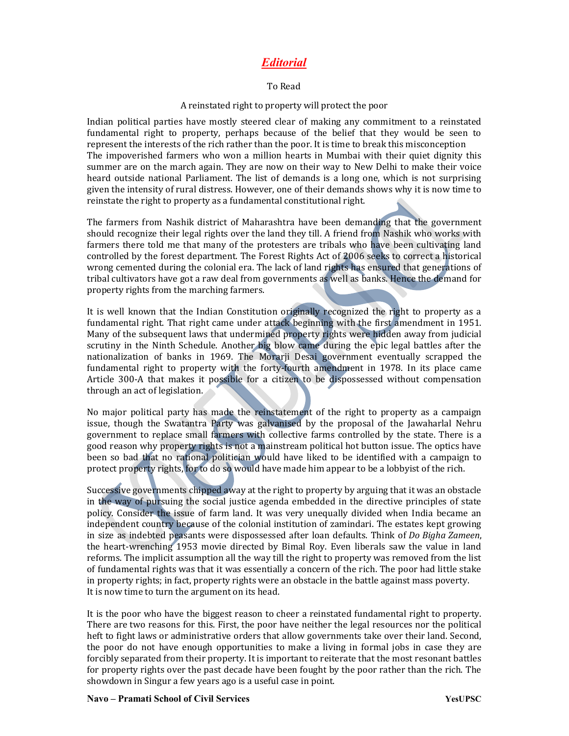# *Editorial*

To Read

A reinstated right to property will protect the poor

Indian political parties have mostly steered clear of making any commitment to a reinstated fundamental right to property, perhaps because of the belief that they would be seen to represent the interests of the rich rather than the poor. It is time to break this misconception
The impoverished farmers who won a million hearts in Mumbai with their quiet dignity this summer are on the march again. They are now on their way to New Delhi to make their voice heard outside national Parliament. The list of demands is a long one, which is not surprising given the intensity of rural distress. However, one of their demands shows why it is now time to reinstate the right to property as a fundamental constitutional right.

The farmers from Nashik district of Maharashtra have been demanding that the government should recognize their legal rights over the land they till. A friend from Nashik who works with farmers there told me that many of the protesters are tribals who have been cultivating land controlled by the forest department. The Forest Rights Act of 2006 seeks to correct a historical wrong cemented during the colonial era. The lack of land rights has ensured that generations of tribal cultivators have got a raw deal from governments as well as banks. Hence the demand for property rights from the marching farmers.

It is well known that the Indian Constitution originally recognized the right to property as a fundamental right. That right came under attack beginning with the first amendment in 1951. Many of the subsequent laws that undermined property rights were hidden away from judicial scrutiny in the Ninth Schedule. Another big blow came during the epic legal battles after the nationalization of banks in 1969. The Morarji Desai government eventually scrapped the fundamental right to property with the forty-fourth amendment in 1978. In its place came Article 300-A that makes it possible for a citizen to be dispossessed without compensation through an act of legislation.

No major political party has made the reinstatement of the right to property as a campaign issue, though the Swatantra Party was galvanised by the proposal of the Jawaharlal Nehru government to replace small farmers with collective farms controlled by the state. There is a good reason why property rights is not a mainstream political hot button issue. The optics have been so bad that no rational politician would have liked to be identified with a campaign to protect property rights, for to do so would have made him appear to be a lobbyist of the rich.

Successive governments chipped away at the right to property by arguing that it was an obstacle in the way of pursuing the social justice agenda embedded in the directive principles of state policy. Consider the issue of farm land. It was very unequally divided when India became an independent country because of the colonial institution of zamindari. The estates kept growing in size as indebted peasants were dispossessed after loan defaults. Think of *Do Bigha Zameen*, the heart-wrenching 1953 movie directed by Bimal Roy. Even liberals saw the value in land reforms. The implicit assumption all the way till the right to property was removed from the list of fundamental rights was that it was essentially a concern of the rich. The poor had little stake in property rights; in fact, property rights were an obstacle in the battle against mass poverty.
It is now time to turn the argument on its head.

It is the poor who have the biggest reason to cheer a reinstated fundamental right to property. There are two reasons for this. First, the poor have neither the legal resources nor the political heft to fight laws or administrative orders that allow governments take over their land. Second, the poor do not have enough opportunities to make a living in formal jobs in case they are forcibly separated from their property. It is important to reiterate that the most resonant battles for property rights over the past decade have been fought by the poor rather than the rich. The showdown in Singur a few years ago is a useful case in point.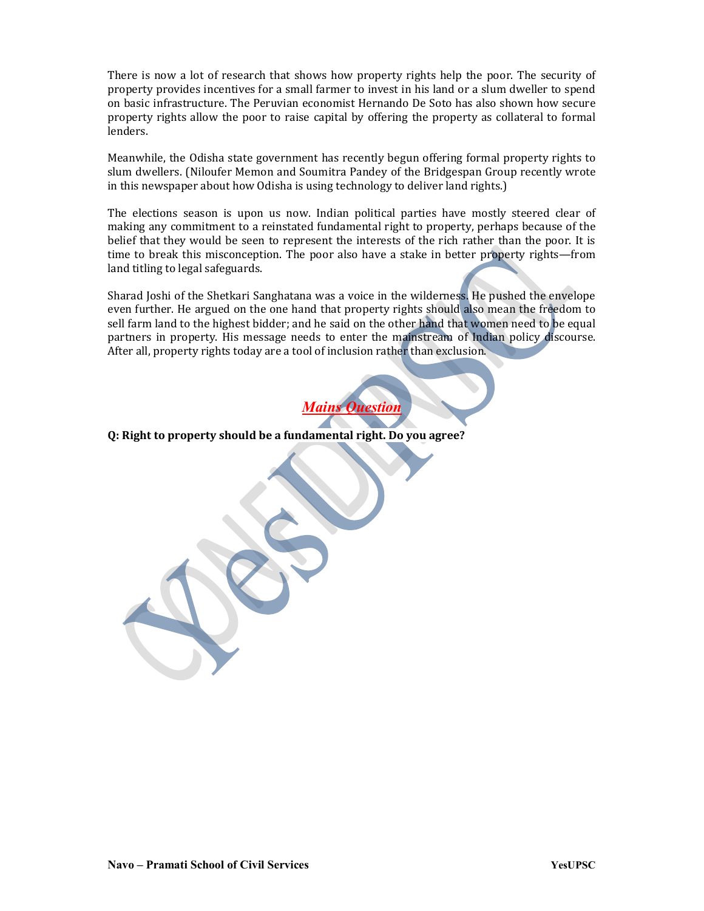There is now a lot of research that shows how property rights help the poor. The security of property provides incentives for a small farmer to invest in his land or a slum dweller to spend on basic infrastructure. The Peruvian economist Hernando De Soto has also shown how secure property rights allow the poor to raise capital by offering the property as collateral to formal lenders.

Meanwhile, the Odisha state government has recently begun offering formal property rights to slum dwellers. (Niloufer Memon and Soumitra Pandey of the Bridgespan Group recently wrote in this newspaper about how Odisha is using technology to deliver land rights.)

The elections season is upon us now. Indian political parties have mostly steered clear of making any commitment to a reinstated fundamental right to property, perhaps because of the belief that they would be seen to represent the interests of the rich rather than the poor. It is time to break this misconception. The poor also have a stake in better property rights—from land titling to legal safeguards.

Sharad Joshi of the Shetkari Sanghatana was a voice in the wilderness. He pushed the envelope even further. He argued on the one hand that property rights should also mean the freedom to sell farm land to the highest bidder; and he said on the other hand that women need to be equal partners in property. His message needs to enter the mainstream of Indian policy discourse. After all, property rights today are a tool of inclusion rather than exclusion.

## *Mains Question*

**Q: Right to property should be a fundamental right. Do you agree?**